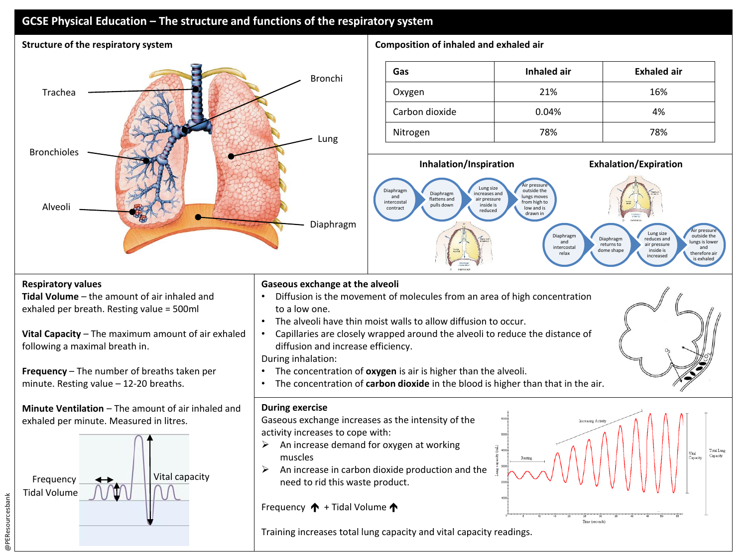# GCSE Physical Education – The structure and functions of the respiratory system

## Structure of the respiratory system

Trachea

Bronchi

Lung

Bronchioles

Alveoli

Diaphragm

## Composition of inhaled and exhaled air

| Gas | Inhaled air | Exhaled air |
|---|---|---|
| Oxygen | 21% | 16% |
| Carbon dioxide | 0.04% | 4% |
| Nitrogen | 78% | 78% |

### Inhalation/Inspiration

Diaphragm and intercostal contract → Diaphragm flattens and pulls down → Lung size increases and air pressure inside is reduced → Air pressure outside the lungs moves from high to low and is drawn in

### Exhalation/Expiration

Diaphragm and intercostal relax → Diaphragm returns to dome shape → Lung size reduces and air pressure inside is increased → Air pressure outside the lungs is lower and therefore air is exhaled

## Respiratory values

**Tidal Volume** – the amount of air inhaled and exhaled per breath. Resting value = 500ml

**Vital Capacity** – The maximum amount of air exhaled following a maximal breath in.

**Frequency** – The number of breaths taken per minute. Resting value – 12-20 breaths.

**Minute Ventilation** – The amount of air inhaled and exhaled per minute. Measured in litres.

Frequency

Tidal Volume

Vital capacity

## Gaseous exchange at the alveoli

- Diffusion is the movement of molecules from an area of high concentration to a low one.
- The alveoli have thin moist walls to allow diffusion to occur.
- Capillaries are closely wrapped around the alveoli to reduce the distance of diffusion and increase efficiency.

During inhalation:

- The concentration of **oxygen** is air is higher than the alveoli.
- The concentration of **carbon dioxide** in the blood is higher than that in the air.

## During exercise

Gaseous exchange increases as the intensity of the activity increases to cope with:

- ➢ An increase demand for oxygen at working muscles
- ➢ An increase in carbon dioxide production and the need to rid this waste product.

Frequency ↑ + Tidal Volume ↑

Training increases total lung capacity and vital capacity readings.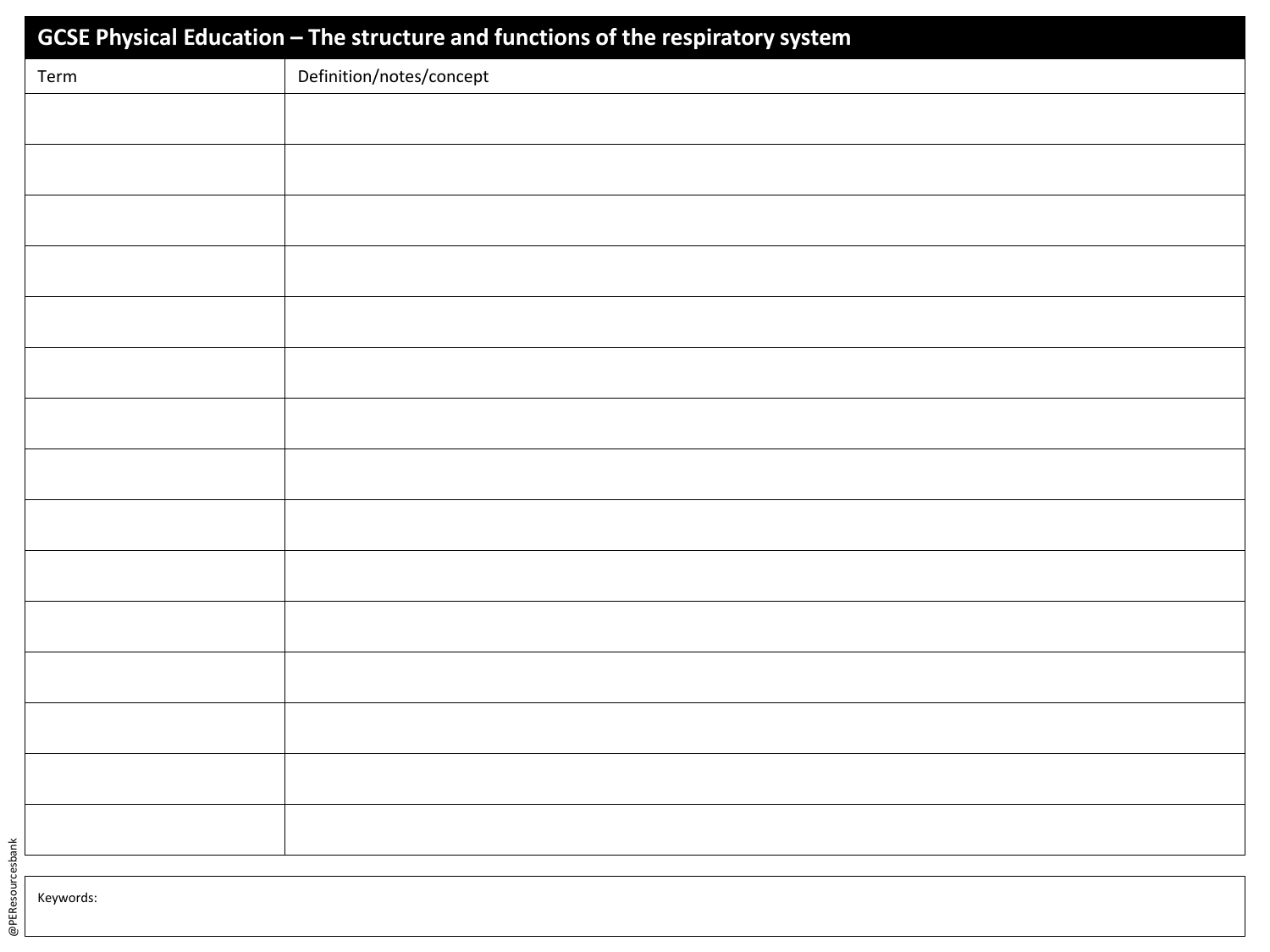# GCSE Physical Education – The structure and functions of the respiratory system

| Term | Definition/notes/concept |
|---|---|
| | |
| | |
| | |
| | |
| | |
| | |
| | |
| | |
| | |
| | |
| | |
| | |
| | |
| | |
| | |

Keywords:

@PEResourcesbank